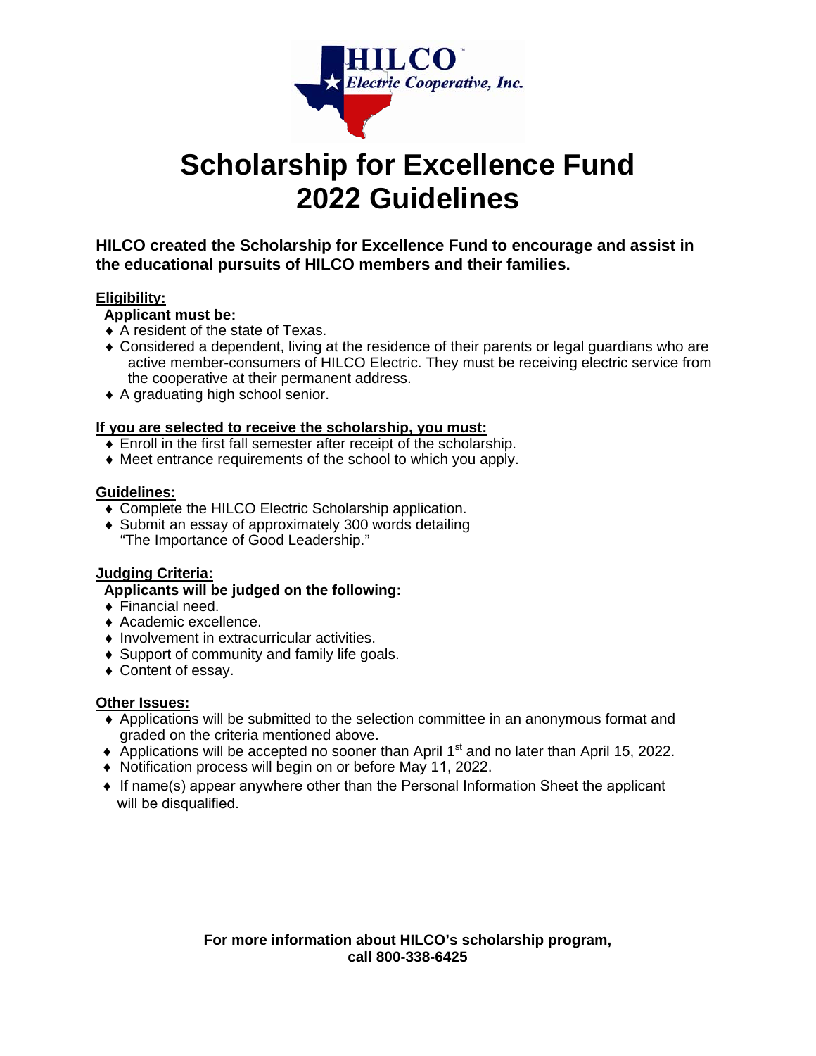HILCO™ Electric Cooperative, Inc.

# Scholarship for Excellence Fund 2022 Guidelines

**HILCO created the Scholarship for Excellence Fund to encourage and assist in the educational pursuits of HILCO members and their families.**

**Eligibility:**

**Applicant must be:**

- A resident of the state of Texas.
- Considered a dependent, living at the residence of their parents or legal guardians who are active member-consumers of HILCO Electric. They must be receiving electric service from the cooperative at their permanent address.
- A graduating high school senior.

**If you are selected to receive the scholarship, you must:**

- Enroll in the first fall semester after receipt of the scholarship.
- Meet entrance requirements of the school to which you apply.

**Guidelines:**

- Complete the HILCO Electric Scholarship application.
- Submit an essay of approximately 300 words detailing "The Importance of Good Leadership."

**Judging Criteria:**

**Applicants will be judged on the following:**

- Financial need.
- Academic excellence.
- Involvement in extracurricular activities.
- Support of community and family life goals.
- Content of essay.

**Other Issues:**

- Applications will be submitted to the selection committee in an anonymous format and graded on the criteria mentioned above.
- Applications will be accepted no sooner than April 1st and no later than April 15, 2022.
- Notification process will begin on or before May 11, 2022.
- If name(s) appear anywhere other than the Personal Information Sheet the applicant will be disqualified.

**For more information about HILCO's scholarship program, call 800-338-6425**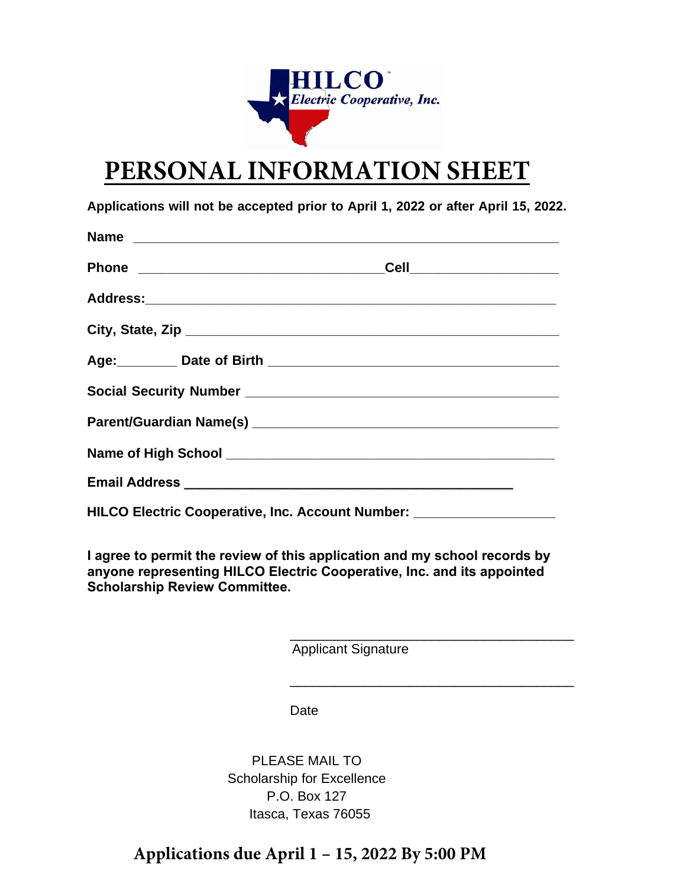HILCO™
*Electric Cooperative, Inc.*

# PERSONAL INFORMATION SHEET

**Applications will not be accepted prior to April 1, 2022 or after April 15, 2022.**

**Name** ______________________________________________________________

**Phone** ____________________________________**Cell**______________________

**Address:**____________________________________________________________

**City, State, Zip** _______________________________________________________

**Age:**_________ **Date of Birth** ________________________________________

**Social Security Number** ______________________________________________

**Parent/Guardian Name(s)** _____________________________________________

**Name of High School** ________________________________________________

**Email Address** ________________________________________________

**HILCO Electric Cooperative, Inc. Account Number:** ____________________

**I agree to permit the review of this application and my school records by anyone representing HILCO Electric Cooperative, Inc. and its appointed Scholarship Review Committee.**

_________________________________________
Applicant Signature

_________________________________________
Date

PLEASE MAIL TO
Scholarship for Excellence
P.O. Box 127
Itasca, Texas 76055

**Applications due April 1 – 15, 2022 By 5:00 PM**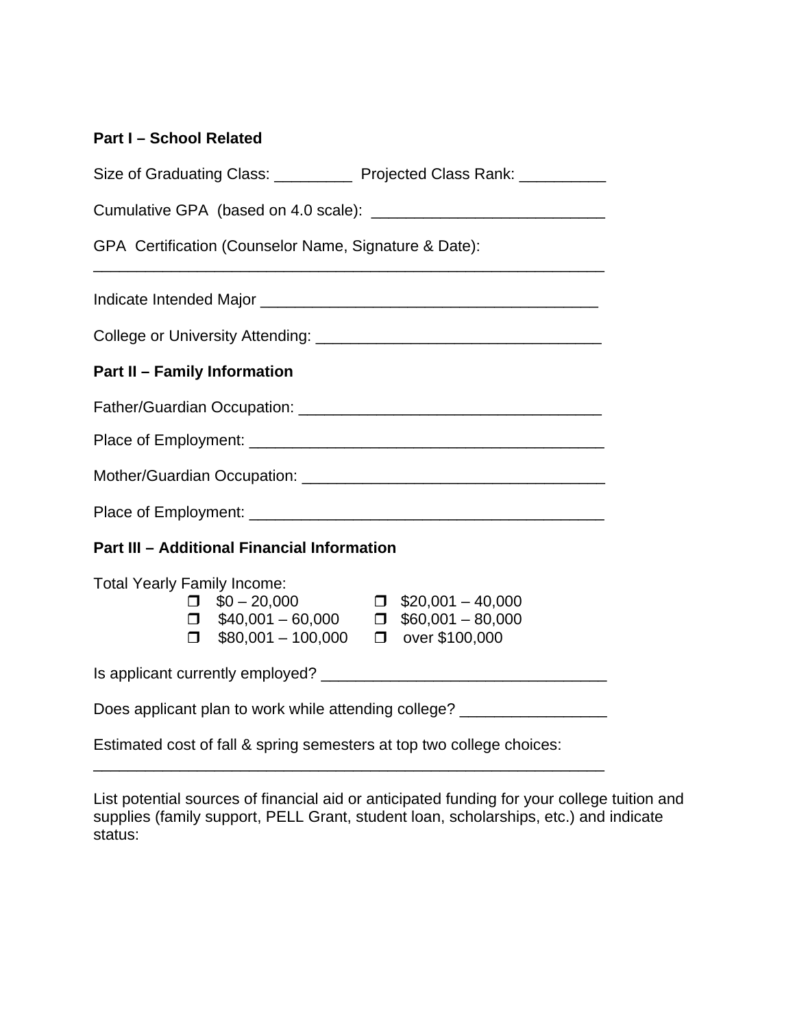**Part I – School Related**

Size of Graduating Class: _________ Projected Class Rank: __________

Cumulative GPA (based on 4.0 scale): __________________________

GPA Certification (Counselor Name, Signature & Date):
____________________________________________________________

Indicate Intended Major _______________________________________

College or University Attending: ________________________________

**Part II – Family Information**

Father/Guardian Occupation: ___________________________________

Place of Employment: ________________________________________

Mother/Guardian Occupation: ___________________________________

Place of Employment: ________________________________________

**Part III – Additional Financial Information**

Total Yearly Family Income:

- ❐ $0 – 20,000
- ❐ $20,001 – 40,000
- ❐ $40,001 – 60,000
- ❐ $60,001 – 80,000
- ❐ $80,001 – 100,000
- ❐ over $100,000

Is applicant currently employed? ________________________________

Does applicant plan to work while attending college? ________________

Estimated cost of fall & spring semesters at top two college choices:
____________________________________________________________

List potential sources of financial aid or anticipated funding for your college tuition and supplies (family support, PELL Grant, student loan, scholarships, etc.) and indicate status: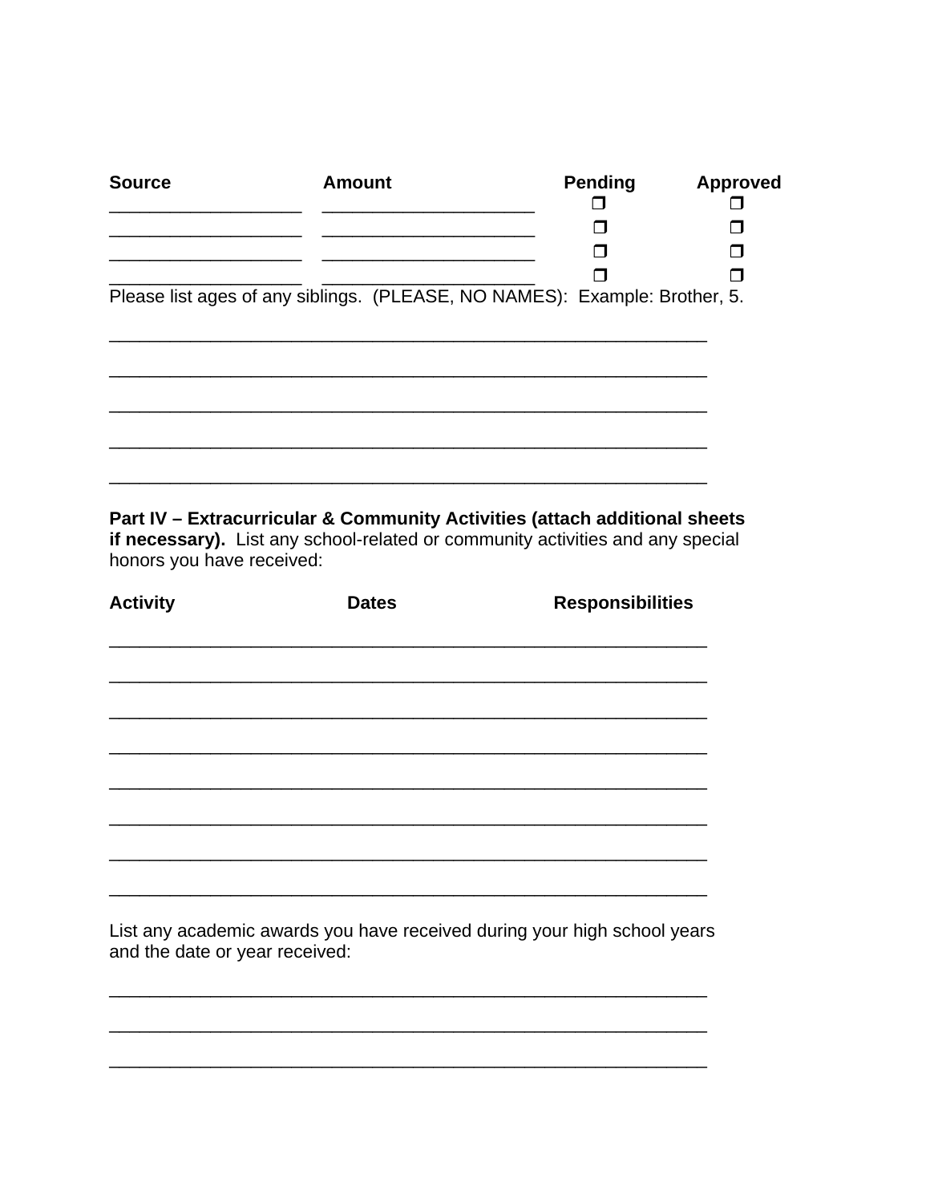| Source | Amount | Pending | Approved |
| --- | --- | --- | --- |
| ___________________ | _____________________ | ❒ | ❒ |
| ___________________ | _____________________ | ❒ | ❒ |
| ___________________ | _____________________ | ❒ | ❒ |
| ___________________ | _____________________ | ❒ | ❒ |

Please list ages of any siblings. (PLEASE, NO NAMES): Example: Brother, 5.

___________________________________________________________

___________________________________________________________

___________________________________________________________

___________________________________________________________

___________________________________________________________

**Part IV – Extracurricular & Community Activities (attach additional sheets if necessary).** List any school-related or community activities and any special honors you have received:

| Activity | Dates | Responsibilities |
| --- | --- | --- |
| | | |
| | | |
| | | |
| | | |
| | | |
| | | |
| | | |
| | | |

List any academic awards you have received during your high school years and the date or year received:

___________________________________________________________

___________________________________________________________

___________________________________________________________